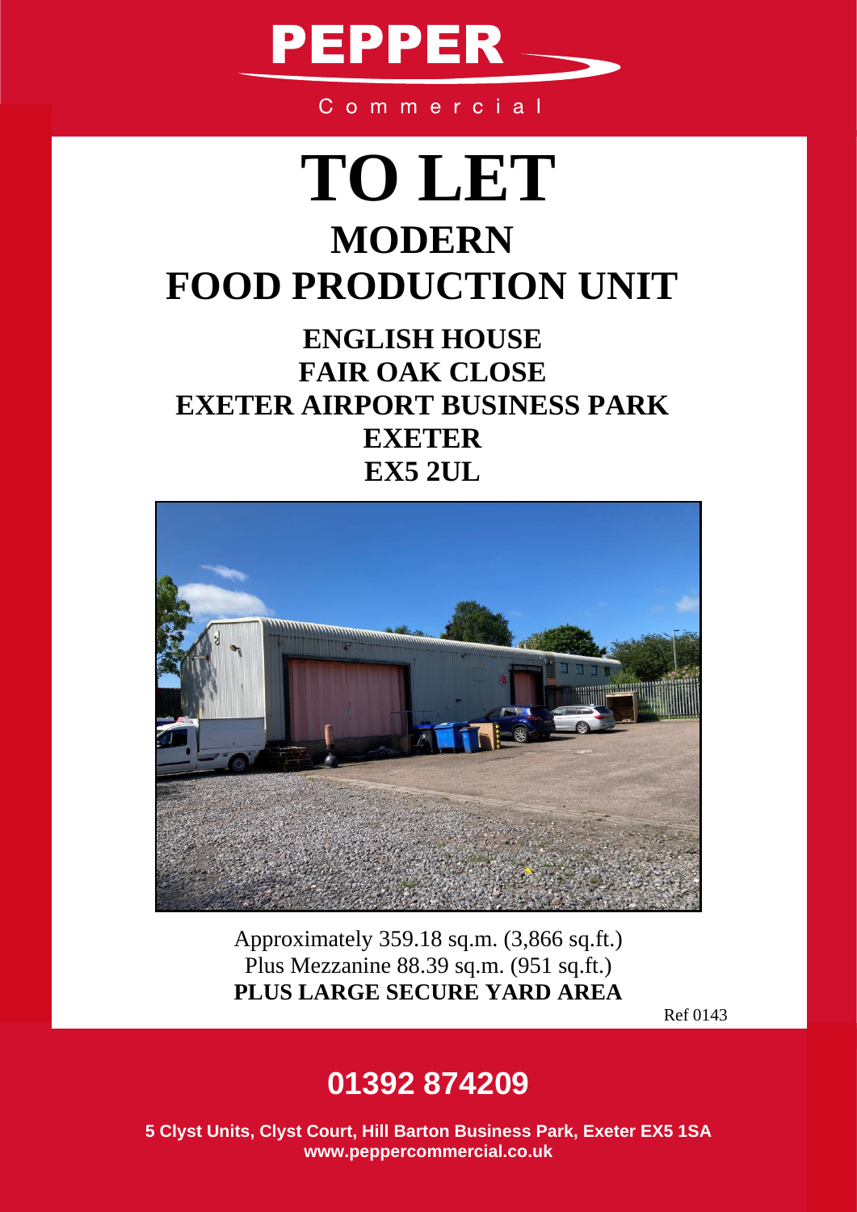PEPPER

Commercial

# TO LET

## MODERN
## FOOD PRODUCTION UNIT

### ENGLISH HOUSE
### FAIR OAK CLOSE
### EXETER AIRPORT BUSINESS PARK
### EXETER
### EX5 2UL

Approximately 359.18 sq.m. (3,866 sq.ft.)
Plus Mezzanine 88.39 sq.m. (951 sq.ft.)
**PLUS LARGE SECURE YARD AREA**

Ref 0143

## 01392 874209

**5 Clyst Units, Clyst Court, Hill Barton Business Park, Exeter EX5 1SA**
**www.peppercommercial.co.uk**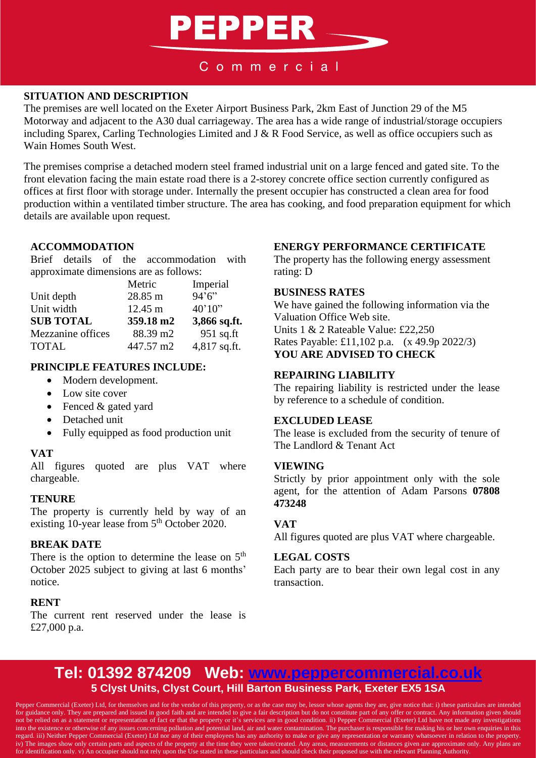# PEPPER

Commercial

## SITUATION AND DESCRIPTION

The premises are well located on the Exeter Airport Business Park, 2km East of Junction 29 of the M5 Motorway and adjacent to the A30 dual carriageway. The area has a wide range of industrial/storage occupiers including Sparex, Carling Technologies Limited and J & R Food Service, as well as office occupiers such as Wain Homes South West.

The premises comprise a detached modern steel framed industrial unit on a large fenced and gated site. To the front elevation facing the main estate road there is a 2-storey concrete office section currently configured as offices at first floor with storage under. Internally the present occupier has constructed a clean area for food production within a ventilated timber structure. The area has cooking, and food preparation equipment for which details are available upon request.

## ACCOMMODATION

Brief details of the accommodation with approximate dimensions are as follows:

| | Metric | Imperial |
|---|---|---|
| Unit depth | 28.85 m | 94'6" |
| Unit width | 12.45 m | 40'10" |
| **SUB TOTAL** | **359.18 m2** | **3,866 sq.ft.** |
| Mezzanine offices | 88.39 m2 | 951 sq.ft |
| TOTAL | 447.57 m2 | 4,817 sq.ft. |

## PRINCIPLE FEATURES INCLUDE:

- Modern development.
- Low site cover
- Fenced & gated yard
- Detached unit
- Fully equipped as food production unit

## VAT

All figures quoted are plus VAT where chargeable.

## TENURE

The property is currently held by way of an existing 10-year lease from 5th October 2020.

## BREAK DATE

There is the option to determine the lease on 5th October 2025 subject to giving at last 6 months' notice.

## RENT

The current rent reserved under the lease is £27,000 p.a.

## ENERGY PERFORMANCE CERTIFICATE

The property has the following energy assessment rating: D

## BUSINESS RATES

We have gained the following information via the Valuation Office Web site.
Units 1 & 2 Rateable Value: £22,250
Rates Payable: £11,102 p.a. (x 49.9p 2022/3)
**YOU ARE ADVISED TO CHECK**

## REPAIRING LIABILITY

The repairing liability is restricted under the lease by reference to a schedule of condition.

## EXCLUDED LEASE

The lease is excluded from the security of tenure of The Landlord & Tenant Act

## VIEWING

Strictly by prior appointment only with the sole agent, for the attention of Adam Parsons **07808 473248**

## VAT

All figures quoted are plus VAT where chargeable.

## LEGAL COSTS

Each party are to bear their own legal cost in any transaction.

**Tel: 01392 874209 Web: www.peppercommercial.co.uk**
**5 Clyst Units, Clyst Court, Hill Barton Business Park, Exeter EX5 1SA**

Pepper Commercial (Exeter) Ltd, for themselves and for the vendor of this property, or as the case may be, lessor whose agents they are, give notice that: i) these particulars are intended for guidance only. They are prepared and issued in good faith and are intended to give a fair description but do not constitute part of any offer or contract. Any information given should not be relied on as a statement or representation of fact or that the property or it's services are in good condition. ii) Pepper Commercial (Exeter) Ltd have not made any investigations into the existence or otherwise of any issues concerning pollution and potential land, air and water contamination. The purchaser is responsible for making his or her own enquiries in this regard. iii) Neither Pepper Commercial (Exeter) Ltd nor any of their employees has any authority to make or give any representation or warranty whatsoever in relation to the property. iv) The images show only certain parts and aspects of the property at the time they were taken/created. Any areas, measurements or distances given are approximate only. Any plans are for identification only. v) An occupier should not rely upon the Use stated in these particulars and should check their proposed use with the relevant Planning Authority.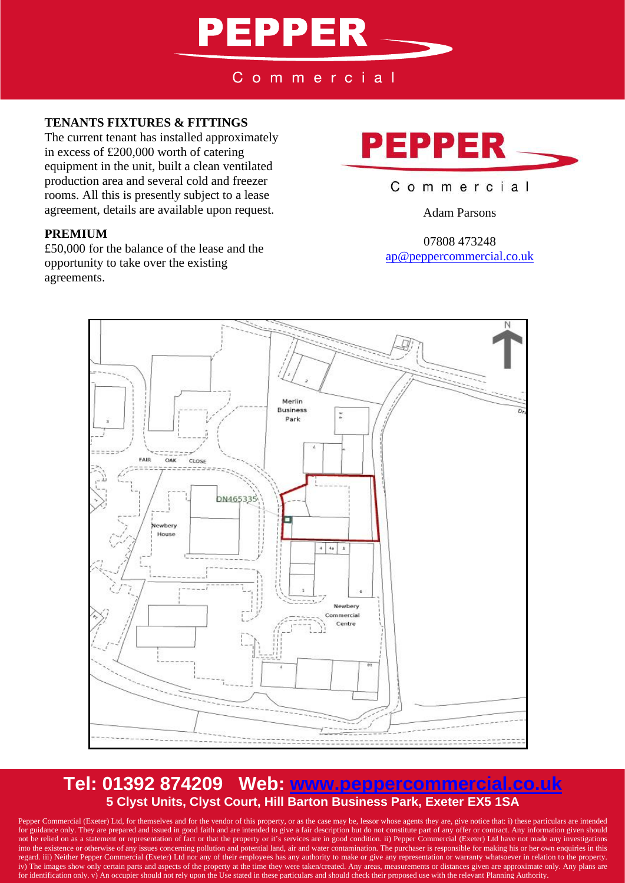## TENANTS FIXTURES & FITTINGS

The current tenant has installed approximately in excess of £200,000 worth of catering equipment in the unit, built a clean ventilated production area and several cold and freezer rooms. All this is presently subject to a lease agreement, details are available upon request.

## PREMIUM

£50,000 for the balance of the lease and the opportunity to take over the existing agreements.

Adam Parsons

07808 473248
ap@peppercommercial.co.uk

**Tel: 01392 874209 Web: www.peppercommercial.co.uk**
**5 Clyst Units, Clyst Court, Hill Barton Business Park, Exeter EX5 1SA**

Pepper Commercial (Exeter) Ltd, for themselves and for the vendor of this property, or as the case may be, lessor whose agents they are, give notice that: i) these particulars are intended for guidance only. They are prepared and issued in good faith and are intended to give a fair description but do not constitute part of any offer or contract. Any information given should not be relied on as a statement or representation of fact or that the property or it's services are in good condition. ii) Pepper Commercial (Exeter) Ltd have not made any investigations into the existence or otherwise of any issues concerning pollution and potential land, air and water contamination. The purchaser is responsible for making his or her own enquiries in this regard. iii) Neither Pepper Commercial (Exeter) Ltd nor any of their employees has any authority to make or give any representation or warranty whatsoever in relation to the property. iv) The images show only certain parts and aspects of the property at the time they were taken/created. Any areas, measurements or distances given are approximate only. Any plans are for identification only. v) An occupier should not rely upon the Use stated in these particulars and should check their proposed use with the relevant Planning Authority.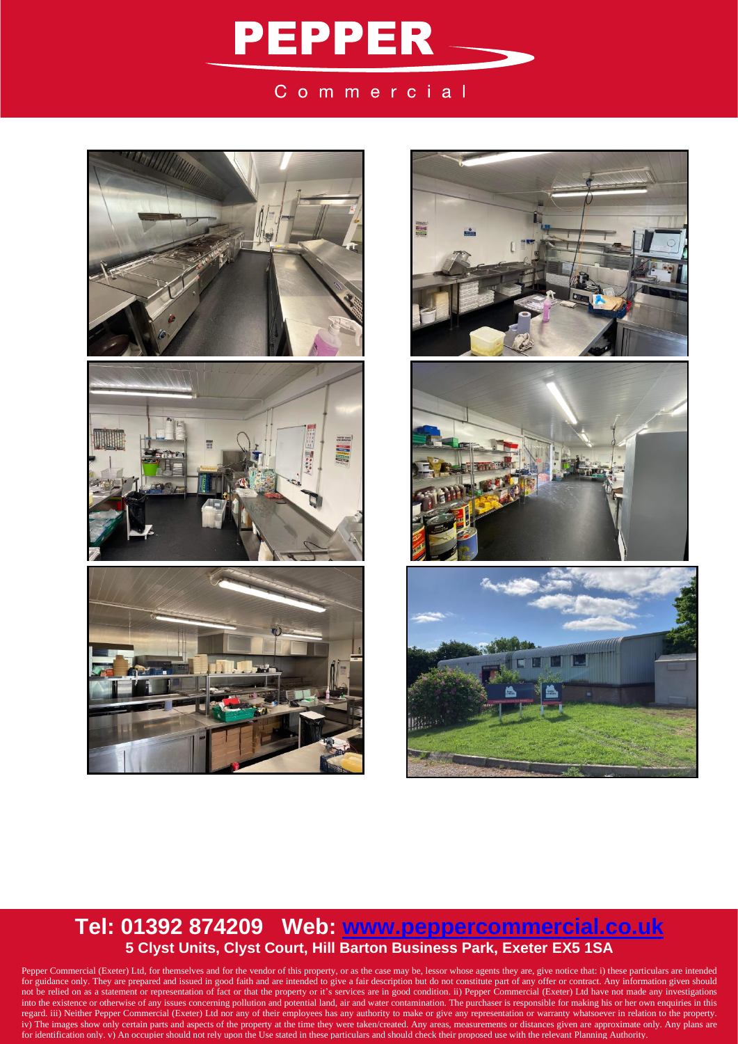# PEPPER

Commercial

**Tel: 01392 874209 Web: [www.peppercommercial.co.uk](http://www.peppercommercial.co.uk)**

**5 Clyst Units, Clyst Court, Hill Barton Business Park, Exeter EX5 1SA**

Pepper Commercial (Exeter) Ltd, for themselves and for the vendor of this property, or as the case may be, lessor whose agents they are, give notice that: i) these particulars are intended for guidance only. They are prepared and issued in good faith and are intended to give a fair description but do not constitute part of any offer or contract. Any information given should not be relied on as a statement or representation of fact or that the property or it's services are in good condition. ii) Pepper Commercial (Exeter) Ltd have not made any investigations into the existence or otherwise of any issues concerning pollution and potential land, air and water contamination. The purchaser is responsible for making his or her own enquiries in this regard. iii) Neither Pepper Commercial (Exeter) Ltd nor any of their employees has any authority to make or give any representation or warranty whatsoever in relation to the property. iv) The images show only certain parts and aspects of the property at the time they were taken/created. Any areas, measurements or distances given are approximate only. Any plans are for identification only. v) An occupier should not rely upon the Use stated in these particulars and should check their proposed use with the relevant Planning Authority.